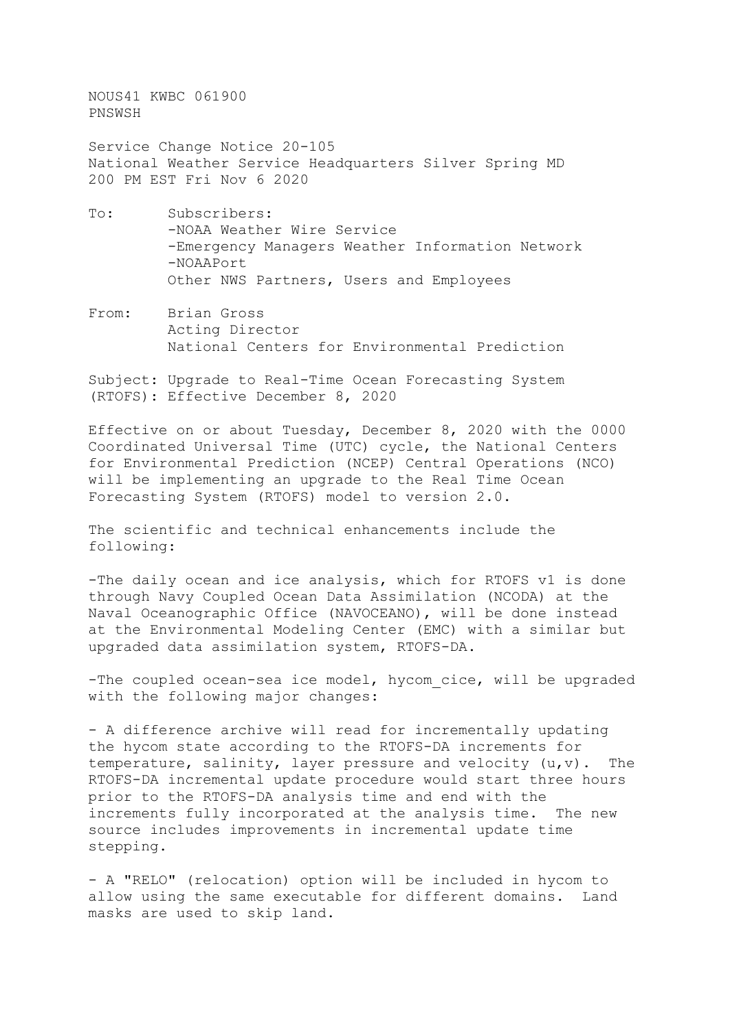NOUS41 KWBC 061900
PNSWSH

Service Change Notice 20-105
National Weather Service Headquarters Silver Spring MD
200 PM EST Fri Nov 6 2020

To: Subscribers:
-NOAA Weather Wire Service
-Emergency Managers Weather Information Network
-NOAAPort
Other NWS Partners, Users and Employees

From: Brian Gross
Acting Director
National Centers for Environmental Prediction

Subject: Upgrade to Real-Time Ocean Forecasting System (RTOFS): Effective December 8, 2020

Effective on or about Tuesday, December 8, 2020 with the 0000 Coordinated Universal Time (UTC) cycle, the National Centers for Environmental Prediction (NCEP) Central Operations (NCO) will be implementing an upgrade to the Real Time Ocean Forecasting System (RTOFS) model to version 2.0.

The scientific and technical enhancements include the following:

-The daily ocean and ice analysis, which for RTOFS v1 is done through Navy Coupled Ocean Data Assimilation (NCODA) at the Naval Oceanographic Office (NAVOCEANO), will be done instead at the Environmental Modeling Center (EMC) with a similar but upgraded data assimilation system, RTOFS-DA.

-The coupled ocean-sea ice model, hycom_cice, will be upgraded with the following major changes:

- A difference archive will read for incrementally updating the hycom state according to the RTOFS-DA increments for temperature, salinity, layer pressure and velocity (u,v). The RTOFS-DA incremental update procedure would start three hours prior to the RTOFS-DA analysis time and end with the increments fully incorporated at the analysis time. The new source includes improvements in incremental update time stepping.

- A "RELO" (relocation) option will be included in hycom to allow using the same executable for different domains. Land masks are used to skip land.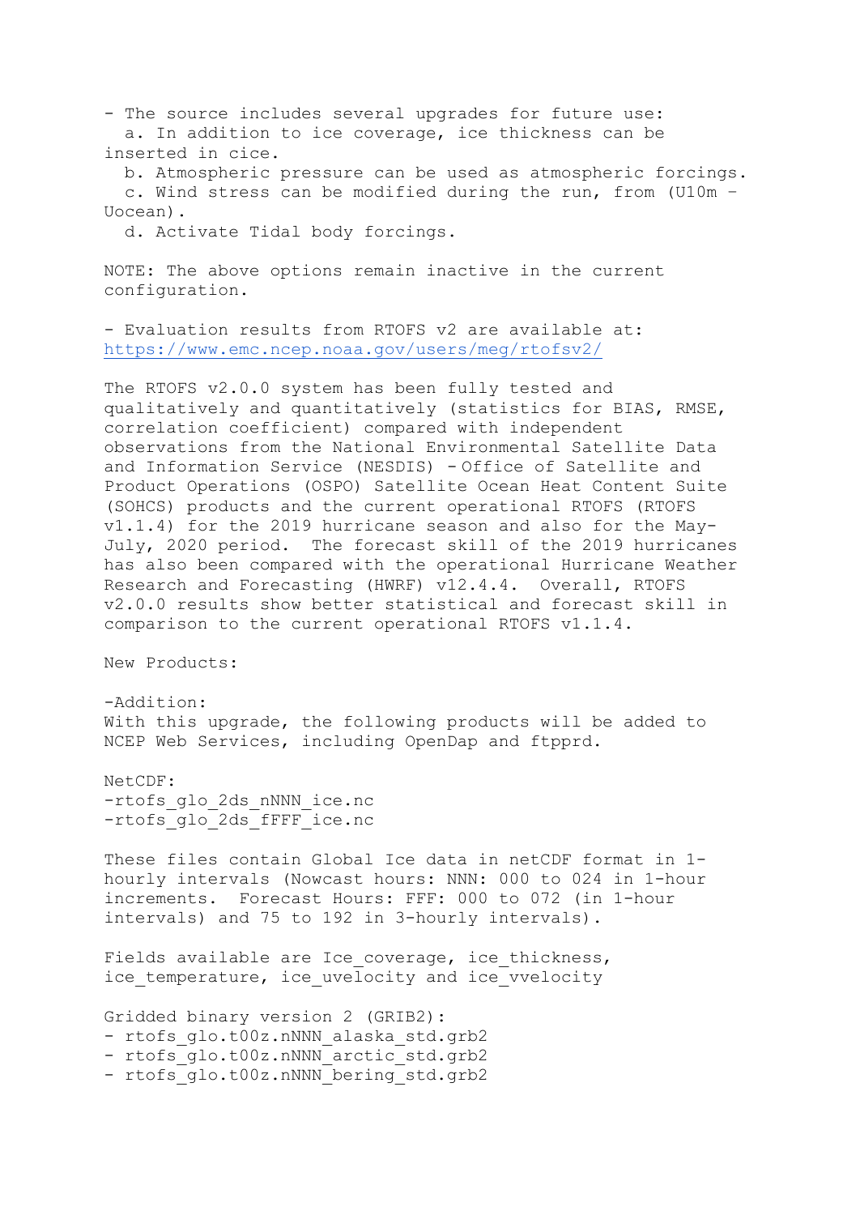- The source includes several upgrades for future use:
  a. In addition to ice coverage, ice thickness can be inserted in cice.
  b. Atmospheric pressure can be used as atmospheric forcings.
  c. Wind stress can be modified during the run, from (U10m – Uocean).
  d. Activate Tidal body forcings.

NOTE: The above options remain inactive in the current configuration.

- Evaluation results from RTOFS v2 are available at: https://www.emc.ncep.noaa.gov/users/meg/rtofsv2/

The RTOFS v2.0.0 system has been fully tested and qualitatively and quantitatively (statistics for BIAS, RMSE, correlation coefficient) compared with independent observations from the National Environmental Satellite Data and Information Service (NESDIS) - Office of Satellite and Product Operations (OSPO) Satellite Ocean Heat Content Suite (SOHCS) products and the current operational RTOFS (RTOFS v1.1.4) for the 2019 hurricane season and also for the May-July, 2020 period. The forecast skill of the 2019 hurricanes has also been compared with the operational Hurricane Weather Research and Forecasting (HWRF) v12.4.4. Overall, RTOFS v2.0.0 results show better statistical and forecast skill in comparison to the current operational RTOFS v1.1.4.

New Products:

-Addition:
With this upgrade, the following products will be added to NCEP Web Services, including OpenDap and ftpprd.

NetCDF:
-rtofs_glo_2ds_nNNN_ice.nc
-rtofs_glo_2ds_fFFF_ice.nc

These files contain Global Ice data in netCDF format in 1-hourly intervals (Nowcast hours: NNN: 000 to 024 in 1-hour increments. Forecast Hours: FFF: 000 to 072 (in 1-hour intervals) and 75 to 192 in 3-hourly intervals).

Fields available are Ice_coverage, ice_thickness, ice_temperature, ice_uvelocity and ice_vvelocity

Gridded binary version 2 (GRIB2):
- rtofs_glo.t00z.nNNN_alaska_std.grb2
- rtofs_glo.t00z.nNNN_arctic_std.grb2
- rtofs_glo.t00z.nNNN_bering_std.grb2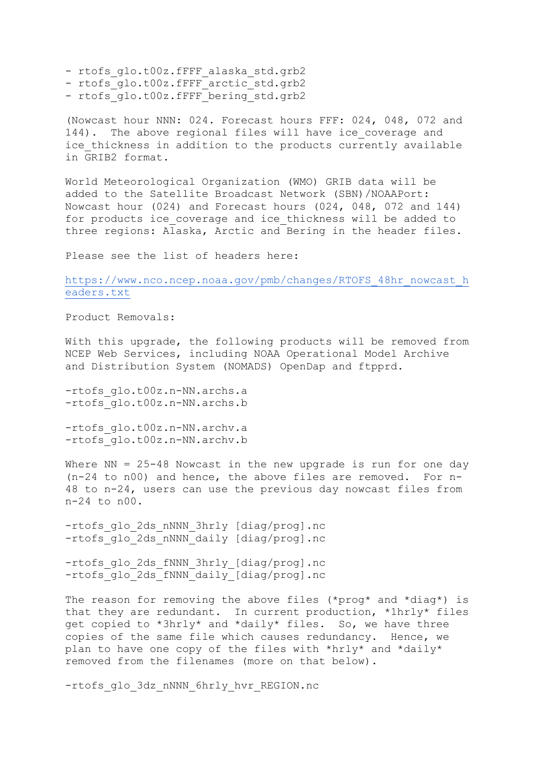- rtofs_glo.t00z.fFFF_alaska_std.grb2
- rtofs_glo.t00z.fFFF_arctic_std.grb2
- rtofs_glo.t00z.fFFF_bering_std.grb2

(Nowcast hour NNN: 024. Forecast hours FFF: 024, 048, 072 and 144). The above regional files will have ice_coverage and ice_thickness in addition to the products currently available in GRIB2 format.

World Meteorological Organization (WMO) GRIB data will be added to the Satellite Broadcast Network (SBN)/NOAAPort: Nowcast hour (024) and Forecast hours (024, 048, 072 and 144) for products ice_coverage and ice_thickness will be added to three regions: Alaska, Arctic and Bering in the header files.

Please see the list of headers here:

https://www.nco.ncep.noaa.gov/pmb/changes/RTOFS_48hr_nowcast_headers.txt

Product Removals:

With this upgrade, the following products will be removed from NCEP Web Services, including NOAA Operational Model Archive and Distribution System (NOMADS) OpenDap and ftpprd.

-rtofs_glo.t00z.n-NN.archs.a
-rtofs_glo.t00z.n-NN.archs.b

-rtofs_glo.t00z.n-NN.archv.a
-rtofs_glo.t00z.n-NN.archv.b

Where NN = 25-48 Nowcast in the new upgrade is run for one day (n-24 to n00) and hence, the above files are removed. For n-48 to n-24, users can use the previous day nowcast files from n-24 to n00.

-rtofs_glo_2ds_nNNN_3hrly [diag/prog].nc
-rtofs_glo_2ds_nNNN_daily [diag/prog].nc

-rtofs_glo_2ds_fNNN_3hrly_[diag/prog].nc
-rtofs_glo_2ds_fNNN_daily_[diag/prog].nc

The reason for removing the above files (*prog* and *diag*) is that they are redundant. In current production, *1hrly* files get copied to *3hrly* and *daily* files. So, we have three copies of the same file which causes redundancy. Hence, we plan to have one copy of the files with *hrly* and *daily* removed from the filenames (more on that below).

-rtofs_glo_3dz_nNNN_6hrly_hvr_REGION.nc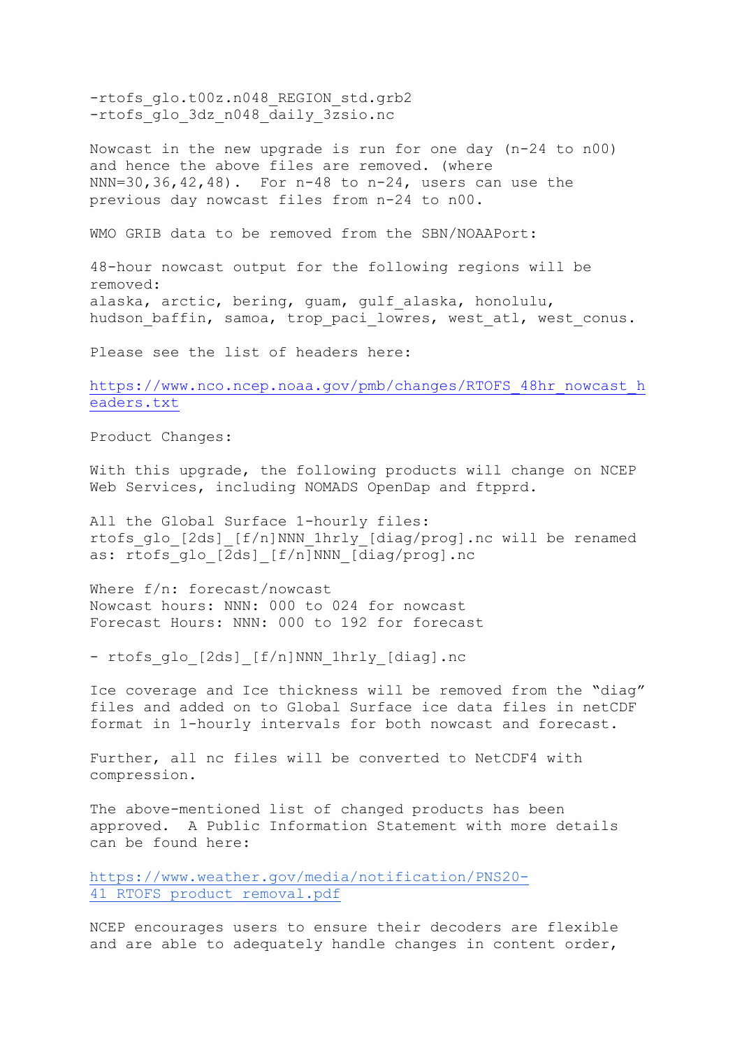-rtofs_glo.t00z.n048_REGION_std.grb2
-rtofs_glo_3dz_n048_daily_3zsio.nc

Nowcast in the new upgrade is run for one day (n-24 to n00) and hence the above files are removed. (where NNN=30,36,42,48). For n-48 to n-24, users can use the previous day nowcast files from n-24 to n00.

WMO GRIB data to be removed from the SBN/NOAAPort:

48-hour nowcast output for the following regions will be removed:
alaska, arctic, bering, guam, gulf_alaska, honolulu, hudson_baffin, samoa, trop_paci_lowres, west_atl, west_conus.

Please see the list of headers here:

https://www.nco.ncep.noaa.gov/pmb/changes/RTOFS_48hr_nowcast_headers.txt

Product Changes:

With this upgrade, the following products will change on NCEP Web Services, including NOMADS OpenDap and ftpprd.

All the Global Surface 1-hourly files:
rtofs_glo_[2ds]_[f/n]NNN_1hrly_[diag/prog].nc will be renamed as: rtofs_glo_[2ds]_[f/n]NNN_[diag/prog].nc

Where f/n: forecast/nowcast
Nowcast hours: NNN: 000 to 024 for nowcast
Forecast Hours: NNN: 000 to 192 for forecast

- rtofs_glo_[2ds]_[f/n]NNN_1hrly_[diag].nc

Ice coverage and Ice thickness will be removed from the “diag” files and added on to Global Surface ice data files in netCDF format in 1-hourly intervals for both nowcast and forecast.

Further, all nc files will be converted to NetCDF4 with compression.

The above-mentioned list of changed products has been approved. A Public Information Statement with more details can be found here:

https://www.weather.gov/media/notification/PNS20-41_RTOFS_product_removal.pdf

NCEP encourages users to ensure their decoders are flexible and are able to adequately handle changes in content order,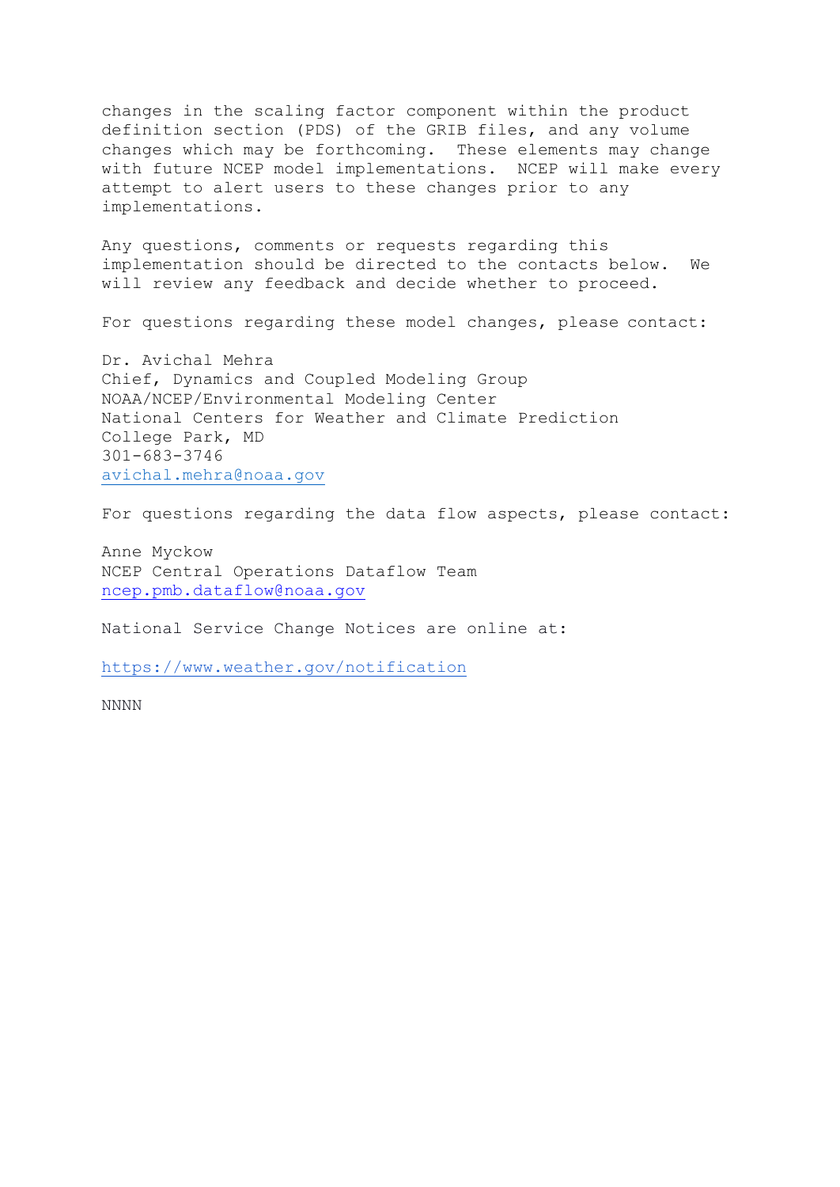changes in the scaling factor component within the product definition section (PDS) of the GRIB files, and any volume changes which may be forthcoming. These elements may change with future NCEP model implementations. NCEP will make every attempt to alert users to these changes prior to any implementations.

Any questions, comments or requests regarding this implementation should be directed to the contacts below. We will review any feedback and decide whether to proceed.

For questions regarding these model changes, please contact:

Dr. Avichal Mehra  
Chief, Dynamics and Coupled Modeling Group  
NOAA/NCEP/Environmental Modeling Center  
National Centers for Weather and Climate Prediction  
College Park, MD  
301-683-3746  
avichal.mehra@noaa.gov

For questions regarding the data flow aspects, please contact:

Anne Myckow  
NCEP Central Operations Dataflow Team  
ncep.pmb.dataflow@noaa.gov

National Service Change Notices are online at:

https://www.weather.gov/notification

NNNN